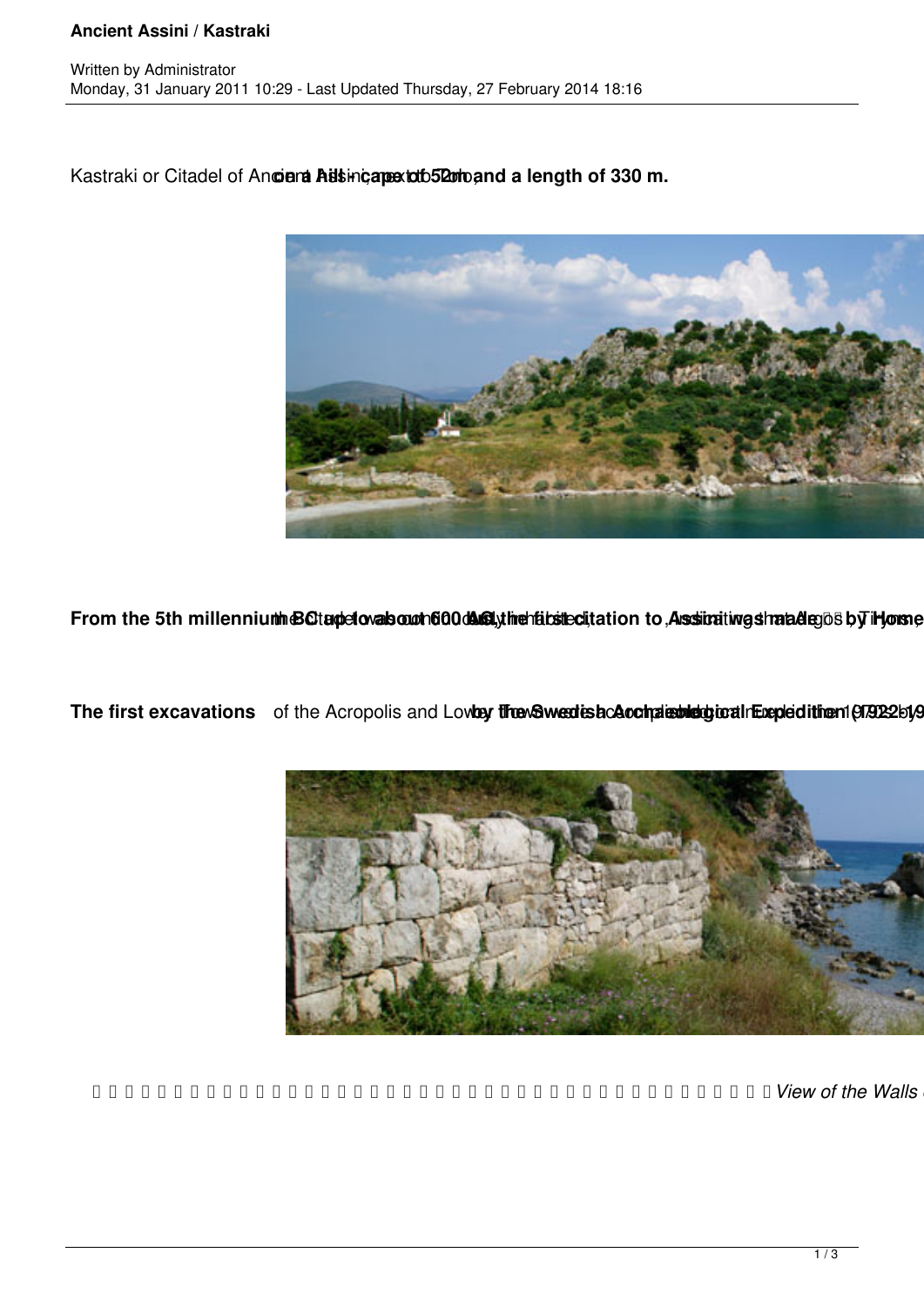# Ancient Assini / Kastraki

Written by Administrator
Monday, 31 January 2011 10:29 - Last Updated Thursday, 27 February 2014 18:16

Kastraki or Citadel of Ancient Assini, a hill - cape of 52m, and a length of 330 m.

**From the 5th millennium BC up to about 600 AC, the first citation to Assini was made by Homer**

**The first excavations** of the Acropolis and Lower Town by the Swedish Archaeological Expedition 1922-19

*View of the Walls*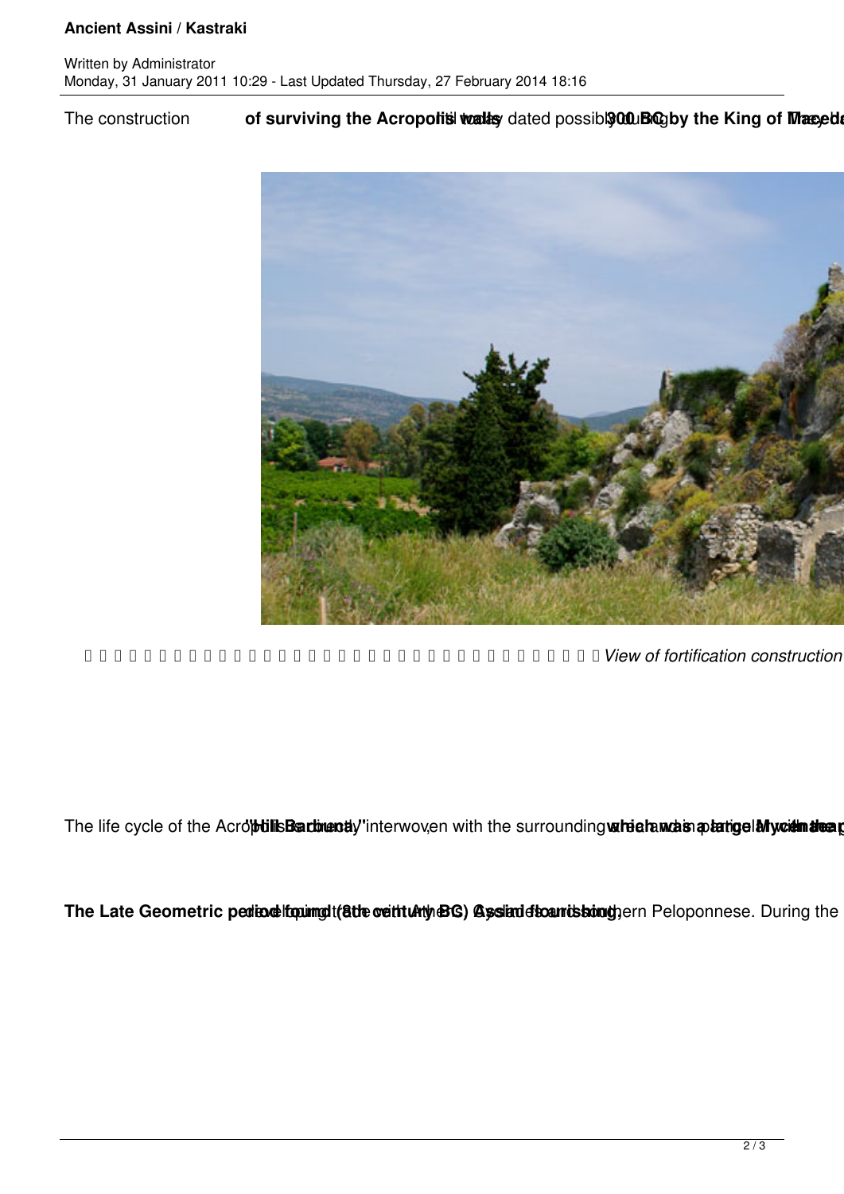The construction of surviving the Acropolis walls dated possibly 300 BC by the King of Macedonia

*View of fortification construction*

The life cycle of the Acropolis "Hill Barbouna" interwoven with the surrounding which was a large Mycenaean

**The Late Geometric period (8th century BC) Assini flourishing,** found the with Athens and southern Peloponnese. During the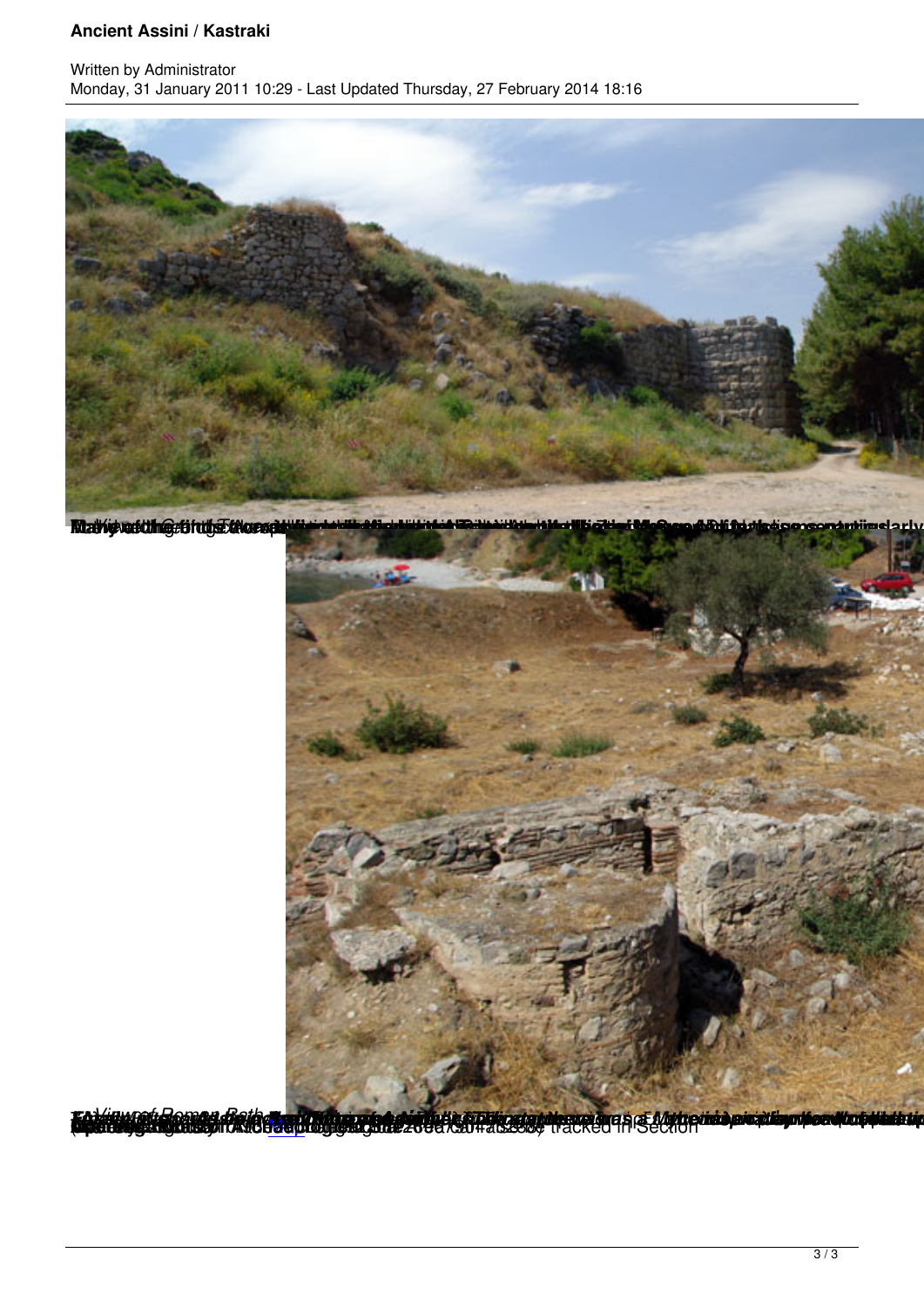tracked in Section